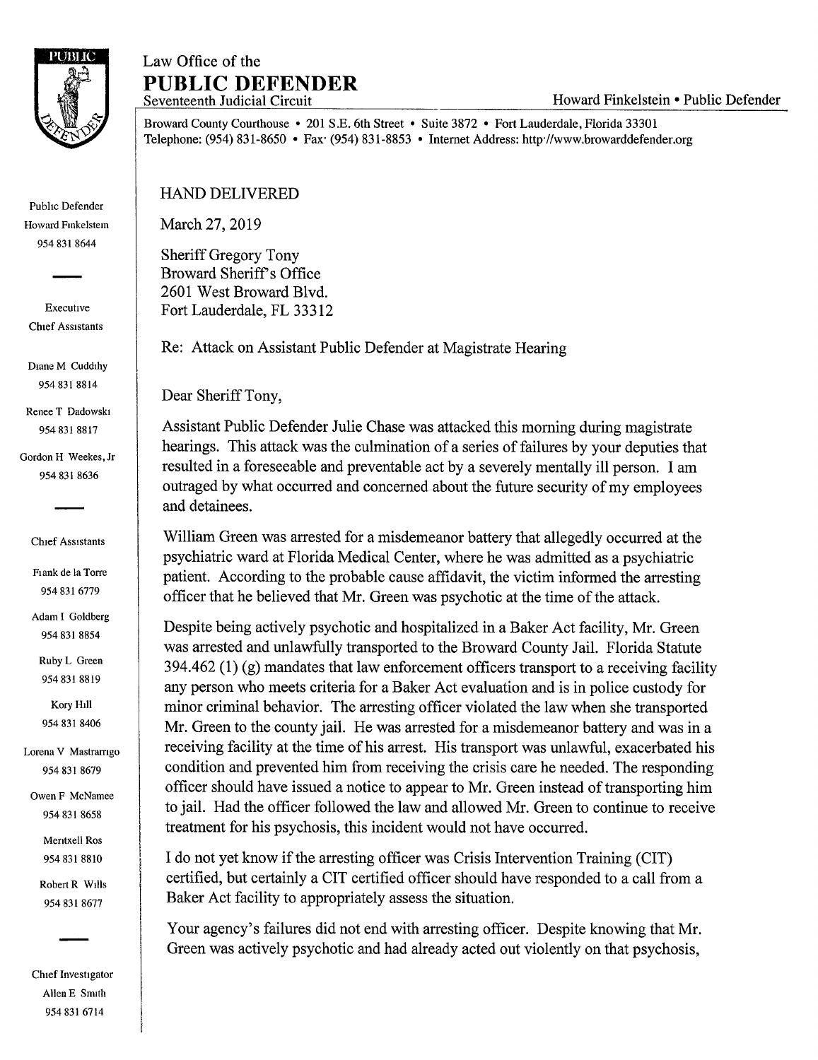Law Office of the

# PUBLIC DEFENDER

Seventeenth Judicial Circuit — Howard Finkelstein • Public Defender

Broward County Courthouse • 201 S.E. 6th Street • Suite 3872 • Fort Lauderdale, Florida 33301
Telephone: (954) 831-8650 • Fax· (954) 831-8853 • Internet Address: http://www.browarddefender.org

Public Defender
Howard Finkelstein
954 831 8644

Executive Chief Assistants

Diane M Cuddihy
954 831 8814

Renee T Dadowski
954 831 8817

Gordon H Weekes, Jr
954 831 8636

Chief Assistants

Frank de la Torre
954 831 6779

Adam I Goldberg
954 831 8854

Ruby L Green
954 831 8819

Kory Hill
954 831 8406

Lorena V Mastrarrigo
954 831 8679

Owen F McNamee
954 831 8658

Meritxell Ros
954 831 8810

Robert R Wills
954 831 8677

Chief Investigator
Allen E Smith
954 831 6714

HAND DELIVERED

March 27, 2019

Sheriff Gregory Tony
Broward Sheriff's Office
2601 West Broward Blvd.
Fort Lauderdale, FL 33312

Re: Attack on Assistant Public Defender at Magistrate Hearing

Dear Sheriff Tony,

Assistant Public Defender Julie Chase was attacked this morning during magistrate hearings. This attack was the culmination of a series of failures by your deputies that resulted in a foreseeable and preventable act by a severely mentally ill person. I am outraged by what occurred and concerned about the future security of my employees and detainees.

William Green was arrested for a misdemeanor battery that allegedly occurred at the psychiatric ward at Florida Medical Center, where he was admitted as a psychiatric patient. According to the probable cause affidavit, the victim informed the arresting officer that he believed that Mr. Green was psychotic at the time of the attack.

Despite being actively psychotic and hospitalized in a Baker Act facility, Mr. Green was arrested and unlawfully transported to the Broward County Jail. Florida Statute 394.462 (1) (g) mandates that law enforcement officers transport to a receiving facility any person who meets criteria for a Baker Act evaluation and is in police custody for minor criminal behavior. The arresting officer violated the law when she transported Mr. Green to the county jail. He was arrested for a misdemeanor battery and was in a receiving facility at the time of his arrest. His transport was unlawful, exacerbated his condition and prevented him from receiving the crisis care he needed. The responding officer should have issued a notice to appear to Mr. Green instead of transporting him to jail. Had the officer followed the law and allowed Mr. Green to continue to receive treatment for his psychosis, this incident would not have occurred.

I do not yet know if the arresting officer was Crisis Intervention Training (CIT) certified, but certainly a CIT certified officer should have responded to a call from a Baker Act facility to appropriately assess the situation.

Your agency's failures did not end with arresting officer. Despite knowing that Mr. Green was actively psychotic and had already acted out violently on that psychosis,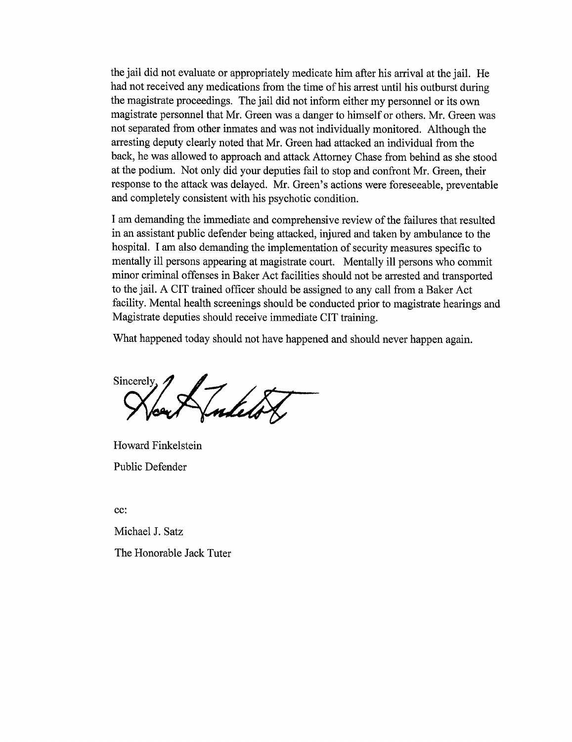the jail did not evaluate or appropriately medicate him after his arrival at the jail. He had not received any medications from the time of his arrest until his outburst during the magistrate proceedings. The jail did not inform either my personnel or its own magistrate personnel that Mr. Green was a danger to himself or others. Mr. Green was not separated from other inmates and was not individually monitored. Although the arresting deputy clearly noted that Mr. Green had attacked an individual from the back, he was allowed to approach and attack Attorney Chase from behind as she stood at the podium. Not only did your deputies fail to stop and confront Mr. Green, their response to the attack was delayed. Mr. Green's actions were foreseeable, preventable and completely consistent with his psychotic condition.

I am demanding the immediate and comprehensive review of the failures that resulted in an assistant public defender being attacked, injured and taken by ambulance to the hospital. I am also demanding the implementation of security measures specific to mentally ill persons appearing at magistrate court. Mentally ill persons who commit minor criminal offenses in Baker Act facilities should not be arrested and transported to the jail. A CIT trained officer should be assigned to any call from a Baker Act facility. Mental health screenings should be conducted prior to magistrate hearings and Magistrate deputies should receive immediate CIT training.

What happened today should not have happened and should never happen again.

Sincerely,

Howard Finkelstein

Public Defender

cc:

Michael J. Satz

The Honorable Jack Tuter